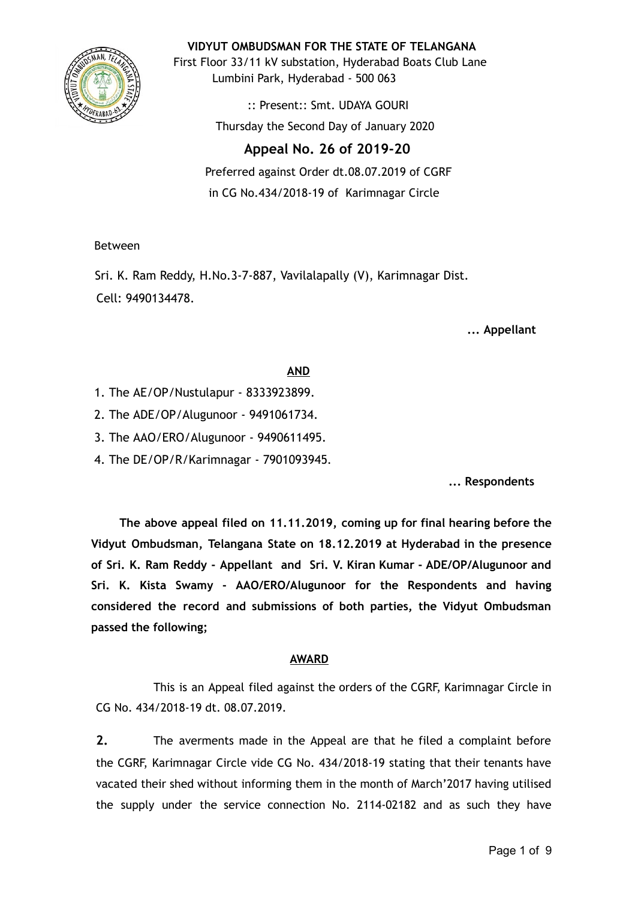**VIDYUT OMBUDSMAN FOR THE STATE OF TELANGANA**

First Floor 33/11 kV substation, Hyderabad Boats Club Lane
Lumbini Park, Hyderabad - 500 063

:: Present:: Smt. UDAYA GOURI

Thursday the Second Day of January 2020

## Appeal No. 26 of 2019-20

Preferred against Order dt.08.07.2019 of CGRF
in CG No.434/2018-19 of Karimnagar Circle

Between

Sri. K. Ram Reddy, H.No.3-7-887, Vavilalapally (V), Karimnagar Dist.
Cell: 9490134478.

**... Appellant**

**AND**

1. The AE/OP/Nustulapur - 8333923899.
2. The ADE/OP/Alugunoor - 9491061734.
3. The AAO/ERO/Alugunoor - 9490611495.
4. The DE/OP/R/Karimnagar - 7901093945.

**... Respondents**

**The above appeal filed on 11.11.2019, coming up for final hearing before the Vidyut Ombudsman, Telangana State on 18.12.2019 at Hyderabad in the presence of Sri. K. Ram Reddy - Appellant and Sri. V. Kiran Kumar - ADE/OP/Alugunoor and Sri. K. Kista Swamy - AAO/ERO/Alugunoor for the Respondents and having considered the record and submissions of both parties, the Vidyut Ombudsman passed the following;**

**AWARD**

This is an Appeal filed against the orders of the CGRF, Karimnagar Circle in CG No. 434/2018-19 dt. 08.07.2019.

**2.** The averments made in the Appeal are that he filed a complaint before the CGRF, Karimnagar Circle vide CG No. 434/2018-19 stating that their tenants have vacated their shed without informing them in the month of March'2017 having utilised the supply under the service connection No. 2114-02182 and as such they have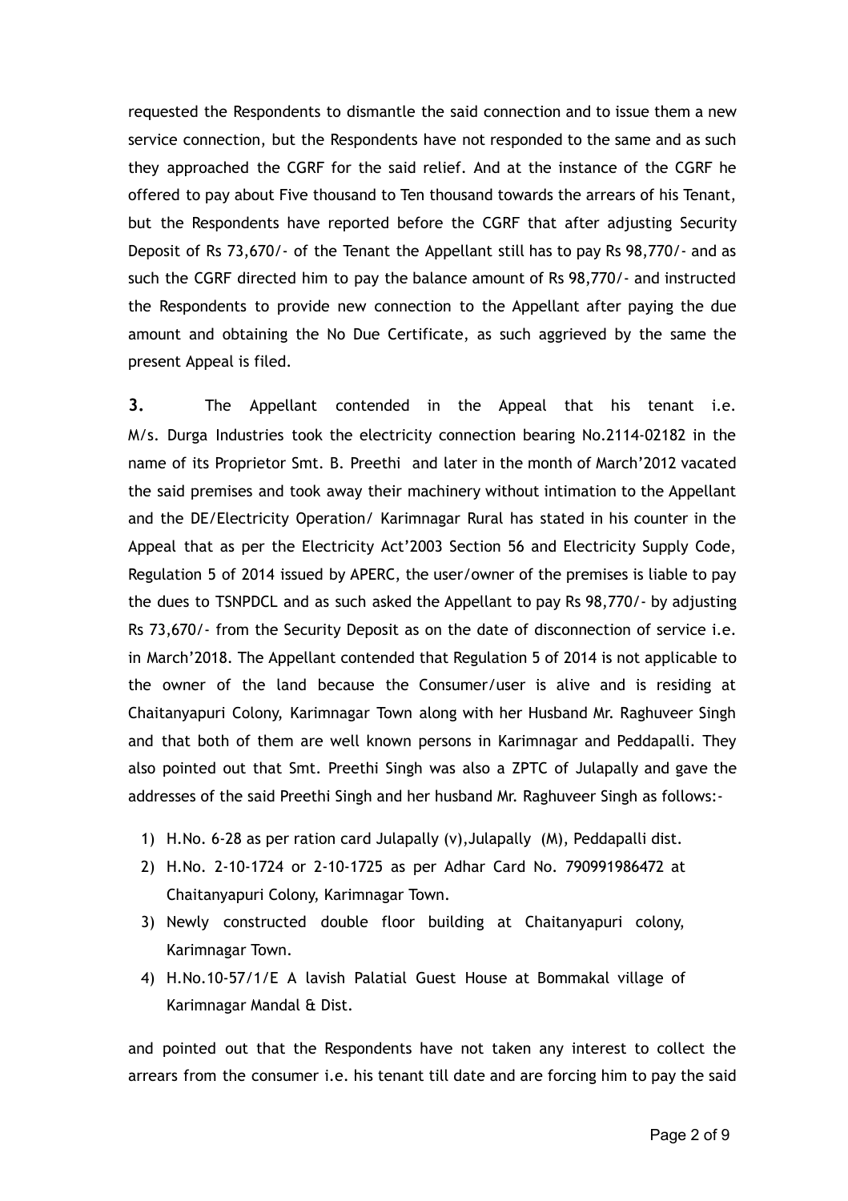requested the Respondents to dismantle the said connection and to issue them a new service connection, but the Respondents have not responded to the same and as such they approached the CGRF for the said relief. And at the instance of the CGRF he offered to pay about Five thousand to Ten thousand towards the arrears of his Tenant, but the Respondents have reported before the CGRF that after adjusting Security Deposit of Rs 73,670/- of the Tenant the Appellant still has to pay Rs 98,770/- and as such the CGRF directed him to pay the balance amount of Rs 98,770/- and instructed the Respondents to provide new connection to the Appellant after paying the due amount and obtaining the No Due Certificate, as such aggrieved by the same the present Appeal is filed.

**3.** The Appellant contended in the Appeal that his tenant i.e. M/s. Durga Industries took the electricity connection bearing No.2114-02182 in the name of its Proprietor Smt. B. Preethi and later in the month of March'2012 vacated the said premises and took away their machinery without intimation to the Appellant and the DE/Electricity Operation/ Karimnagar Rural has stated in his counter in the Appeal that as per the Electricity Act'2003 Section 56 and Electricity Supply Code, Regulation 5 of 2014 issued by APERC, the user/owner of the premises is liable to pay the dues to TSNPDCL and as such asked the Appellant to pay Rs 98,770/- by adjusting Rs 73,670/- from the Security Deposit as on the date of disconnection of service i.e. in March'2018. The Appellant contended that Regulation 5 of 2014 is not applicable to the owner of the land because the Consumer/user is alive and is residing at Chaitanyapuri Colony, Karimnagar Town along with her Husband Mr. Raghuveer Singh and that both of them are well known persons in Karimnagar and Peddapalli. They also pointed out that Smt. Preethi Singh was also a ZPTC of Julapally and gave the addresses of the said Preethi Singh and her husband Mr. Raghuveer Singh as follows:-

1) H.No. 6-28 as per ration card Julapally (v),Julapally (M), Peddapalli dist.
2) H.No. 2-10-1724 or 2-10-1725 as per Adhar Card No. 790991986472 at Chaitanyapuri Colony, Karimnagar Town.
3) Newly constructed double floor building at Chaitanyapuri colony, Karimnagar Town.
4) H.No.10-57/1/E A lavish Palatial Guest House at Bommakal village of Karimnagar Mandal & Dist.

and pointed out that the Respondents have not taken any interest to collect the arrears from the consumer i.e. his tenant till date and are forcing him to pay the said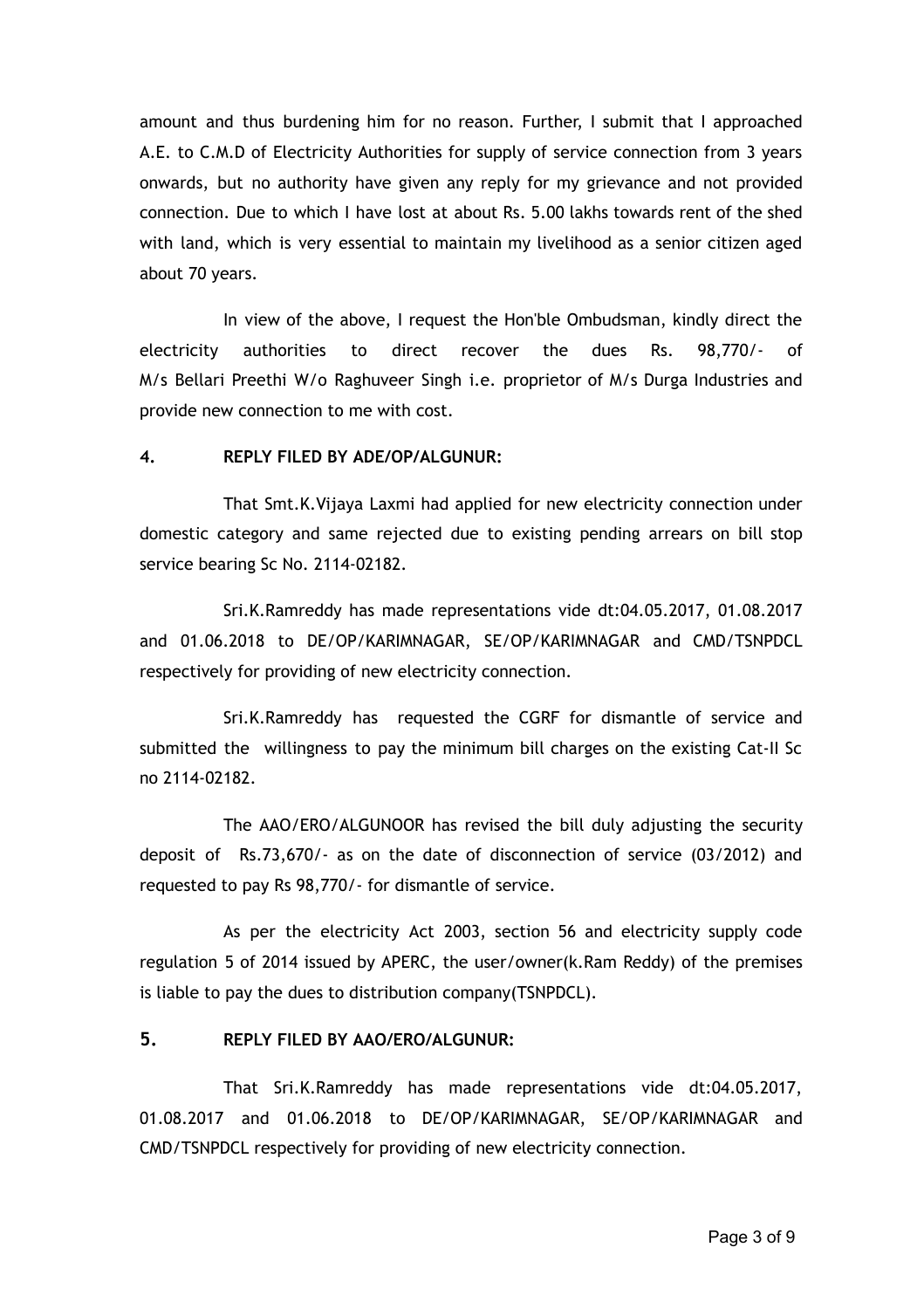amount and thus burdening him for no reason. Further, I submit that I approached A.E. to C.M.D of Electricity Authorities for supply of service connection from 3 years onwards, but no authority have given any reply for my grievance and not provided connection. Due to which I have lost at about Rs. 5.00 lakhs towards rent of the shed with land, which is very essential to maintain my livelihood as a senior citizen aged about 70 years.

In view of the above, I request the Hon'ble Ombudsman, kindly direct the electricity authorities to direct recover the dues Rs. 98,770/- of M/s Bellari Preethi W/o Raghuveer Singh i.e. proprietor of M/s Durga Industries and provide new connection to me with cost.

**4. REPLY FILED BY ADE/OP/ALGUNUR:**

That Smt.K.Vijaya Laxmi had applied for new electricity connection under domestic category and same rejected due to existing pending arrears on bill stop service bearing Sc No. 2114-02182.

Sri.K.Ramreddy has made representations vide dt:04.05.2017, 01.08.2017 and 01.06.2018 to DE/OP/KARIMNAGAR, SE/OP/KARIMNAGAR and CMD/TSNPDCL respectively for providing of new electricity connection.

Sri.K.Ramreddy has requested the CGRF for dismantle of service and submitted the willingness to pay the minimum bill charges on the existing Cat-II Sc no 2114-02182.

The AAO/ERO/ALGUNOOR has revised the bill duly adjusting the security deposit of Rs.73,670/- as on the date of disconnection of service (03/2012) and requested to pay Rs 98,770/- for dismantle of service.

As per the electricity Act 2003, section 56 and electricity supply code regulation 5 of 2014 issued by APERC, the user/owner(k.Ram Reddy) of the premises is liable to pay the dues to distribution company(TSNPDCL).

**5. REPLY FILED BY AAO/ERO/ALGUNUR:**

That Sri.K.Ramreddy has made representations vide dt:04.05.2017, 01.08.2017 and 01.06.2018 to DE/OP/KARIMNAGAR, SE/OP/KARIMNAGAR and CMD/TSNPDCL respectively for providing of new electricity connection.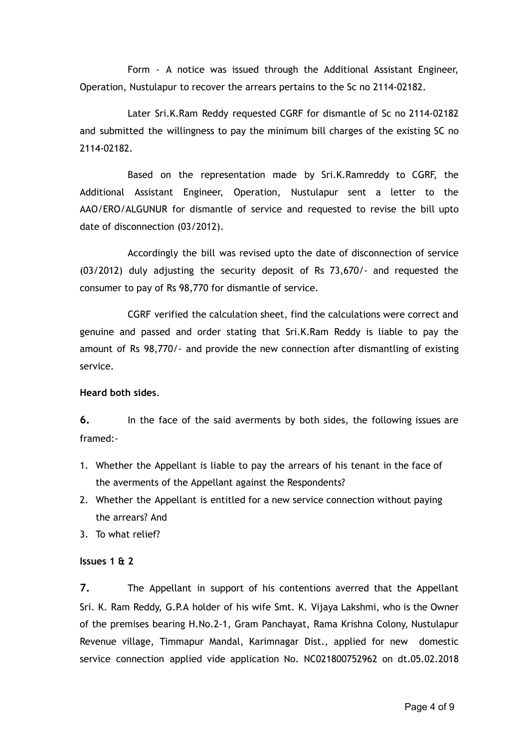Form - A notice was issued through the Additional Assistant Engineer, Operation, Nustulapur to recover the arrears pertains to the Sc no 2114-02182.

Later Sri.K.Ram Reddy requested CGRF for dismantle of Sc no 2114-02182 and submitted the willingness to pay the minimum bill charges of the existing SC no 2114-02182.

Based on the representation made by Sri.K.Ramreddy to CGRF, the Additional Assistant Engineer, Operation, Nustulapur sent a letter to the AAO/ERO/ALGUNUR for dismantle of service and requested to revise the bill upto date of disconnection (03/2012).

Accordingly the bill was revised upto the date of disconnection of service (03/2012) duly adjusting the security deposit of Rs 73,670/- and requested the consumer to pay of Rs 98,770 for dismantle of service.

CGRF verified the calculation sheet, find the calculations were correct and genuine and passed and order stating that Sri.K.Ram Reddy is liable to pay the amount of Rs 98,770/- and provide the new connection after dismantling of existing service.

**Heard both sides**.

**6.** In the face of the said averments by both sides, the following issues are framed:-

1. Whether the Appellant is liable to pay the arrears of his tenant in the face of the averments of the Appellant against the Respondents?
2. Whether the Appellant is entitled for a new service connection without paying the arrears? And
3. To what relief?

**Issues 1 & 2**

**7.** The Appellant in support of his contentions averred that the Appellant Sri. K. Ram Reddy, G.P.A holder of his wife Smt. K. Vijaya Lakshmi, who is the Owner of the premises bearing H.No.2-1, Gram Panchayat, Rama Krishna Colony, Nustulapur Revenue village, Timmapur Mandal, Karimnagar Dist., applied for new domestic service connection applied vide application No. NC021800752962 on dt.05.02.2018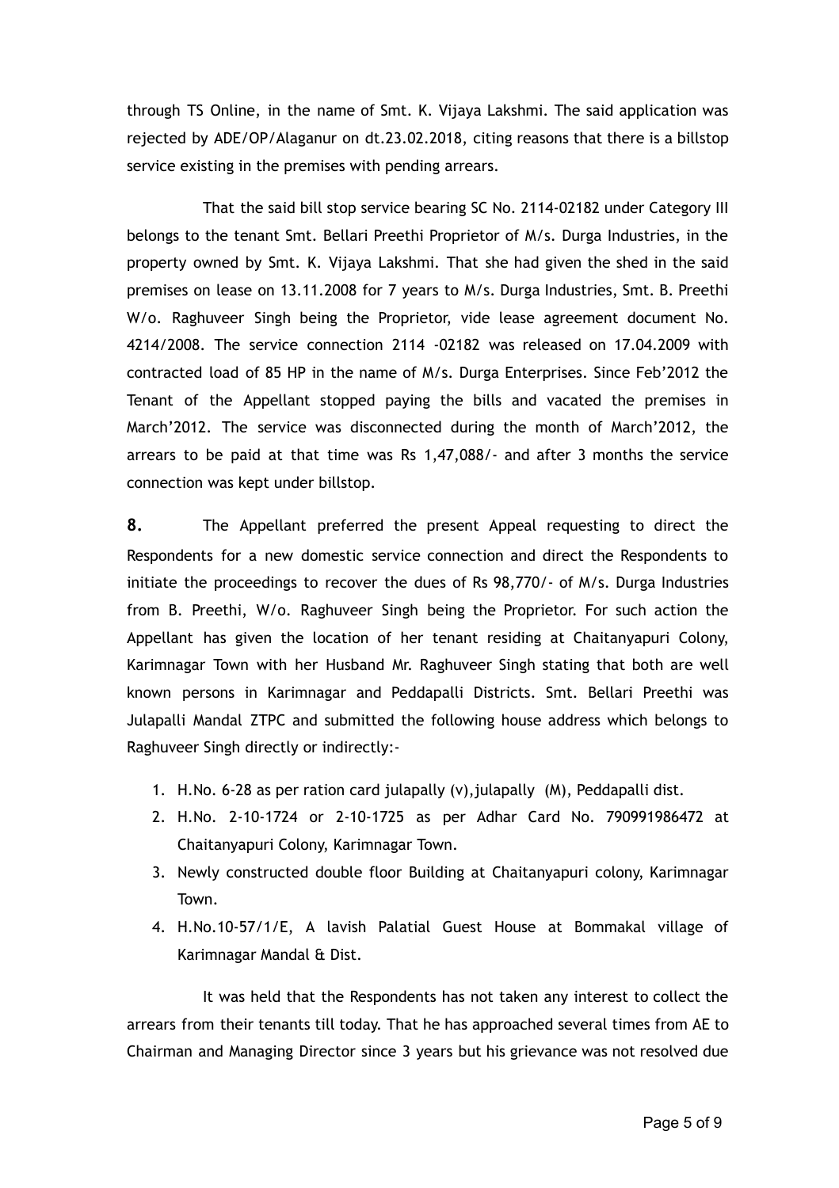through TS Online, in the name of Smt. K. Vijaya Lakshmi. The said application was rejected by ADE/OP/Alaganur on dt.23.02.2018, citing reasons that there is a billstop service existing in the premises with pending arrears.

That the said bill stop service bearing SC No. 2114-02182 under Category III belongs to the tenant Smt. Bellari Preethi Proprietor of M/s. Durga Industries, in the property owned by Smt. K. Vijaya Lakshmi. That she had given the shed in the said premises on lease on 13.11.2008 for 7 years to M/s. Durga Industries, Smt. B. Preethi W/o. Raghuveer Singh being the Proprietor, vide lease agreement document No. 4214/2008. The service connection 2114 -02182 was released on 17.04.2009 with contracted load of 85 HP in the name of M/s. Durga Enterprises. Since Feb'2012 the Tenant of the Appellant stopped paying the bills and vacated the premises in March'2012. The service was disconnected during the month of March'2012, the arrears to be paid at that time was Rs 1,47,088/- and after 3 months the service connection was kept under billstop.

**8.** The Appellant preferred the present Appeal requesting to direct the Respondents for a new domestic service connection and direct the Respondents to initiate the proceedings to recover the dues of Rs 98,770/- of M/s. Durga Industries from B. Preethi, W/o. Raghuveer Singh being the Proprietor. For such action the Appellant has given the location of her tenant residing at Chaitanyapuri Colony, Karimnagar Town with her Husband Mr. Raghuveer Singh stating that both are well known persons in Karimnagar and Peddapalli Districts. Smt. Bellari Preethi was Julapalli Mandal ZTPC and submitted the following house address which belongs to Raghuveer Singh directly or indirectly:-

1. H.No. 6-28 as per ration card julapally (v),julapally (M), Peddapalli dist.
2. H.No. 2-10-1724 or 2-10-1725 as per Adhar Card No. 790991986472 at Chaitanyapuri Colony, Karimnagar Town.
3. Newly constructed double floor Building at Chaitanyapuri colony, Karimnagar Town.
4. H.No.10-57/1/E, A lavish Palatial Guest House at Bommakal village of Karimnagar Mandal & Dist.

It was held that the Respondents has not taken any interest to collect the arrears from their tenants till today. That he has approached several times from AE to Chairman and Managing Director since 3 years but his grievance was not resolved due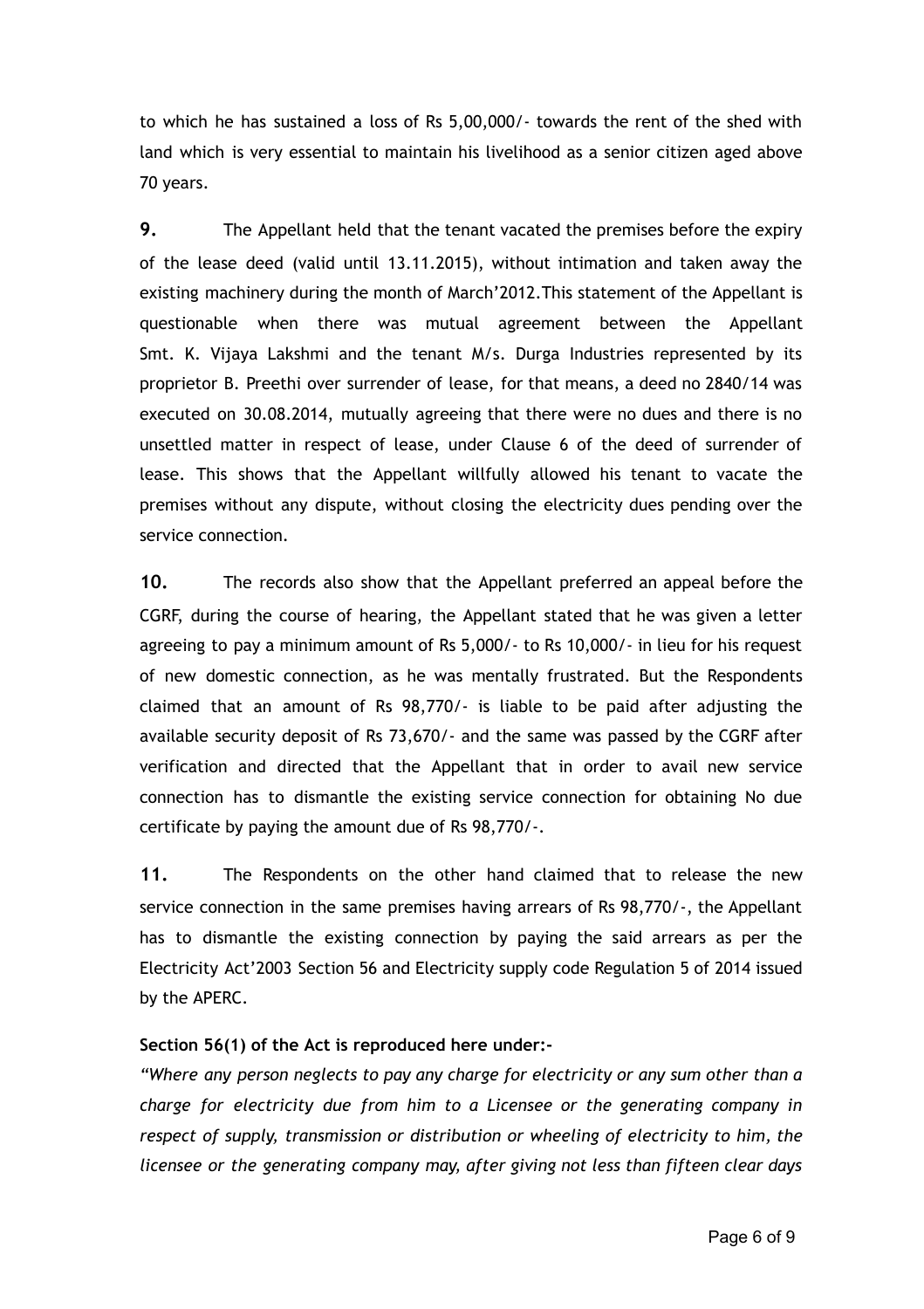to which he has sustained a loss of Rs 5,00,000/- towards the rent of the shed with land which is very essential to maintain his livelihood as a senior citizen aged above 70 years.

**9.** The Appellant held that the tenant vacated the premises before the expiry of the lease deed (valid until 13.11.2015), without intimation and taken away the existing machinery during the month of March'2012.This statement of the Appellant is questionable when there was mutual agreement between the Appellant Smt. K. Vijaya Lakshmi and the tenant M/s. Durga Industries represented by its proprietor B. Preethi over surrender of lease, for that means, a deed no 2840/14 was executed on 30.08.2014, mutually agreeing that there were no dues and there is no unsettled matter in respect of lease, under Clause 6 of the deed of surrender of lease. This shows that the Appellant willfully allowed his tenant to vacate the premises without any dispute, without closing the electricity dues pending over the service connection.

**10.** The records also show that the Appellant preferred an appeal before the CGRF, during the course of hearing, the Appellant stated that he was given a letter agreeing to pay a minimum amount of Rs 5,000/- to Rs 10,000/- in lieu for his request of new domestic connection, as he was mentally frustrated. But the Respondents claimed that an amount of Rs 98,770/- is liable to be paid after adjusting the available security deposit of Rs 73,670/- and the same was passed by the CGRF after verification and directed that the Appellant that in order to avail new service connection has to dismantle the existing service connection for obtaining No due certificate by paying the amount due of Rs 98,770/-.

**11.** The Respondents on the other hand claimed that to release the new service connection in the same premises having arrears of Rs 98,770/-, the Appellant has to dismantle the existing connection by paying the said arrears as per the Electricity Act'2003 Section 56 and Electricity supply code Regulation 5 of 2014 issued by the APERC.

**Section 56(1) of the Act is reproduced here under:-**

*"Where any person neglects to pay any charge for electricity or any sum other than a charge for electricity due from him to a Licensee or the generating company in respect of supply, transmission or distribution or wheeling of electricity to him, the licensee or the generating company may, after giving not less than fifteen clear days*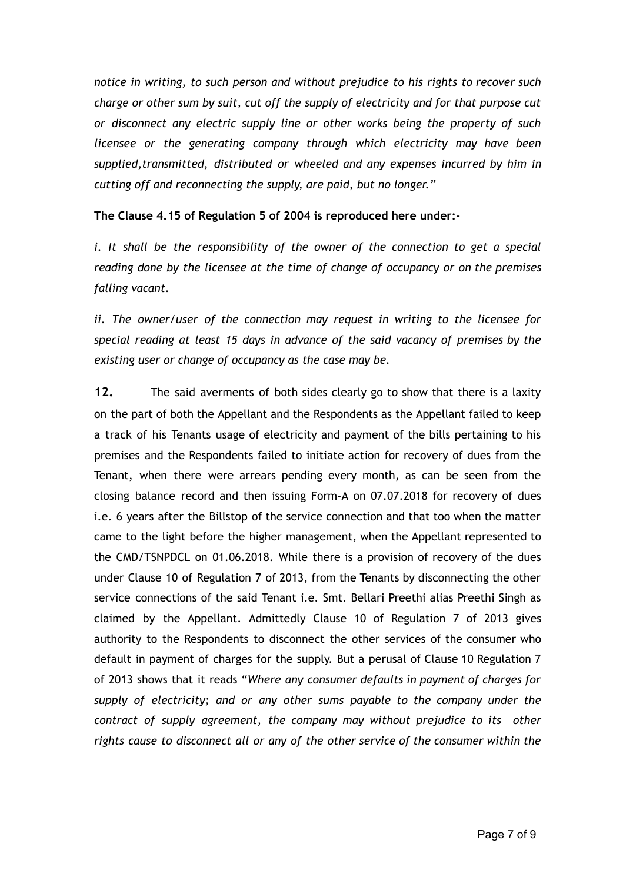*notice in writing, to such person and without prejudice to his rights to recover such charge or other sum by suit, cut off the supply of electricity and for that purpose cut or disconnect any electric supply line or other works being the property of such licensee or the generating company through which electricity may have been supplied,transmitted, distributed or wheeled and any expenses incurred by him in cutting off and reconnecting the supply, are paid, but no longer."*

**The Clause 4.15 of Regulation 5 of 2004 is reproduced here under:-**

*i. It shall be the responsibility of the owner of the connection to get a special reading done by the licensee at the time of change of occupancy or on the premises falling vacant.*

*ii. The owner/user of the connection may request in writing to the licensee for special reading at least 15 days in advance of the said vacancy of premises by the existing user or change of occupancy as the case may be.*

**12.** The said averments of both sides clearly go to show that there is a laxity on the part of both the Appellant and the Respondents as the Appellant failed to keep a track of his Tenants usage of electricity and payment of the bills pertaining to his premises and the Respondents failed to initiate action for recovery of dues from the Tenant, when there were arrears pending every month, as can be seen from the closing balance record and then issuing Form-A on 07.07.2018 for recovery of dues i.e. 6 years after the Billstop of the service connection and that too when the matter came to the light before the higher management, when the Appellant represented to the CMD/TSNPDCL on 01.06.2018. While there is a provision of recovery of the dues under Clause 10 of Regulation 7 of 2013, from the Tenants by disconnecting the other service connections of the said Tenant i.e. Smt. Bellari Preethi alias Preethi Singh as claimed by the Appellant. Admittedly Clause 10 of Regulation 7 of 2013 gives authority to the Respondents to disconnect the other services of the consumer who default in payment of charges for the supply. But a perusal of Clause 10 Regulation 7 of 2013 shows that it reads "*Where any consumer defaults in payment of charges for supply of electricity; and or any other sums payable to the company under the contract of supply agreement, the company may without prejudice to its other rights cause to disconnect all or any of the other service of the consumer within the*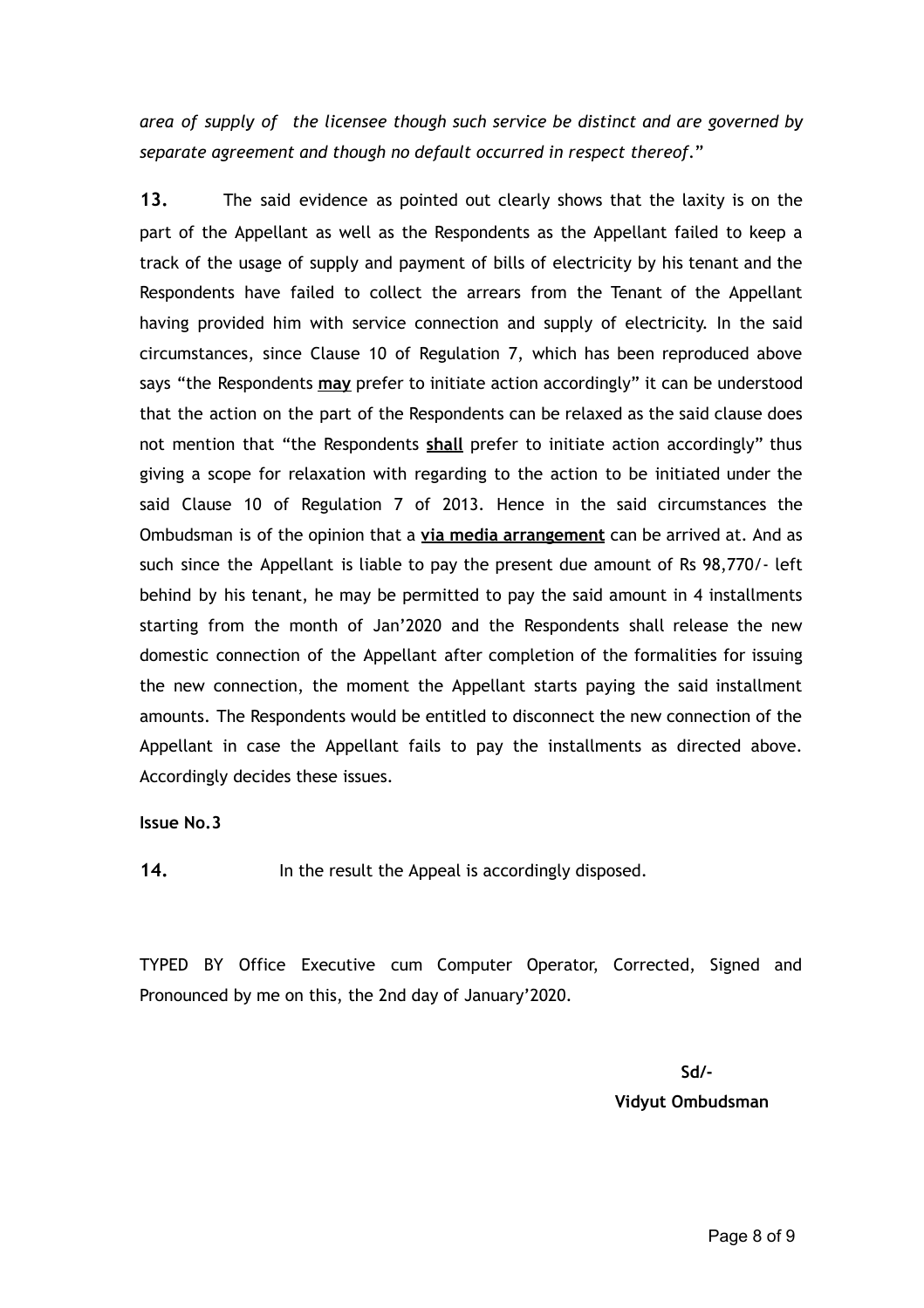*area of supply of the licensee though such service be distinct and are governed by separate agreement and though no default occurred in respect thereof*."

**13.** The said evidence as pointed out clearly shows that the laxity is on the part of the Appellant as well as the Respondents as the Appellant failed to keep a track of the usage of supply and payment of bills of electricity by his tenant and the Respondents have failed to collect the arrears from the Tenant of the Appellant having provided him with service connection and supply of electricity. In the said circumstances, since Clause 10 of Regulation 7, which has been reproduced above says "the Respondents **may** prefer to initiate action accordingly" it can be understood that the action on the part of the Respondents can be relaxed as the said clause does not mention that "the Respondents **shall** prefer to initiate action accordingly" thus giving a scope for relaxation with regarding to the action to be initiated under the said Clause 10 of Regulation 7 of 2013. Hence in the said circumstances the Ombudsman is of the opinion that a **via media arrangement** can be arrived at. And as such since the Appellant is liable to pay the present due amount of Rs 98,770/- left behind by his tenant, he may be permitted to pay the said amount in 4 installments starting from the month of Jan'2020 and the Respondents shall release the new domestic connection of the Appellant after completion of the formalities for issuing the new connection, the moment the Appellant starts paying the said installment amounts. The Respondents would be entitled to disconnect the new connection of the Appellant in case the Appellant fails to pay the installments as directed above. Accordingly decides these issues.

**Issue No.3**

**14.** In the result the Appeal is accordingly disposed.

TYPED BY Office Executive cum Computer Operator, Corrected, Signed and Pronounced by me on this, the 2nd day of January'2020.

**Sd/-**

**Vidyut Ombudsman**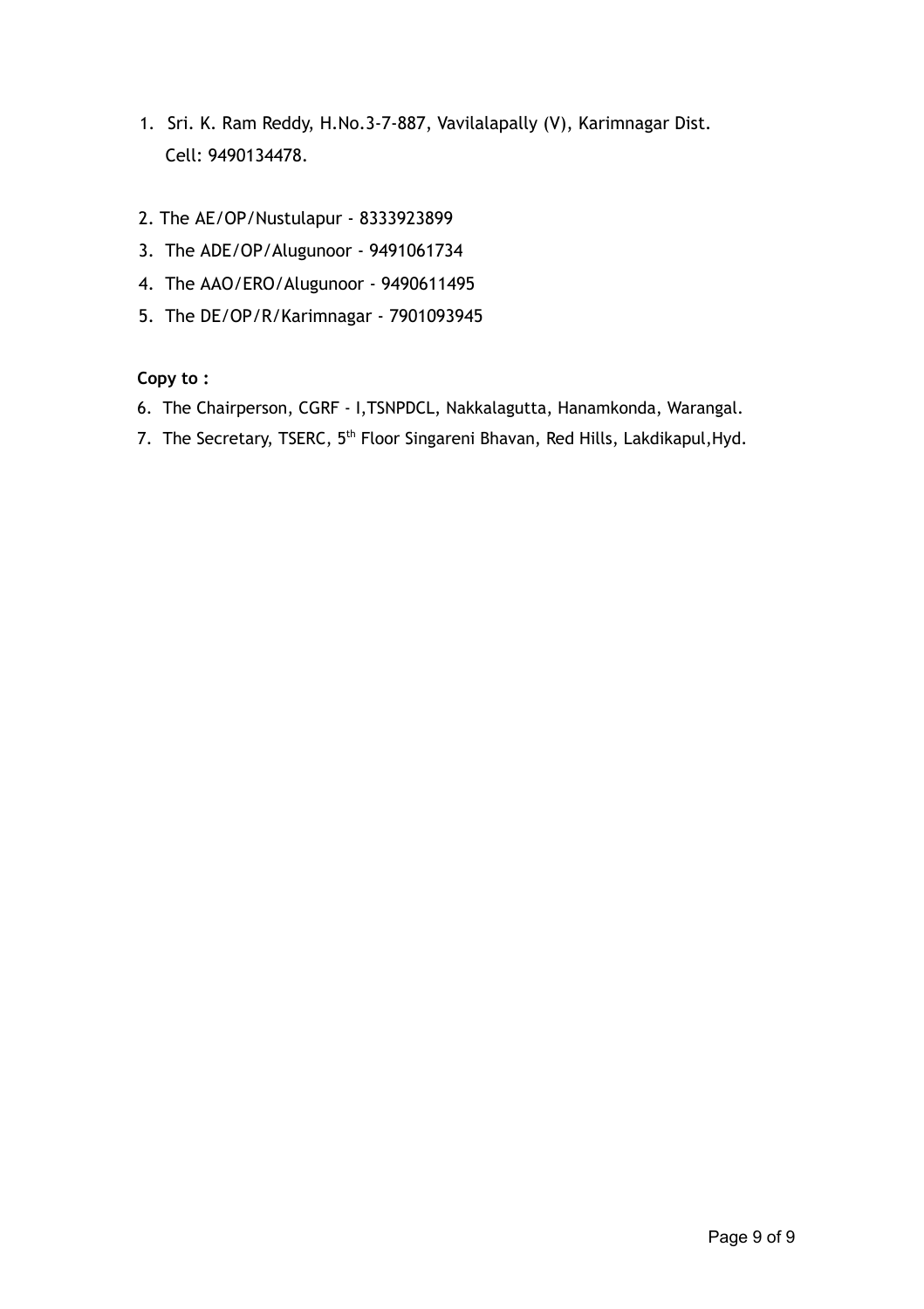1. Sri. K. Ram Reddy, H.No.3-7-887, Vavilalapally (V), Karimnagar Dist.
   Cell: 9490134478.
2. The AE/OP/Nustulapur - 8333923899
3. The ADE/OP/Alugunoor - 9491061734
4. The AAO/ERO/Alugunoor - 9490611495
5. The DE/OP/R/Karimnagar - 7901093945

**Copy to :**

6. The Chairperson, CGRF - I,TSNPDCL, Nakkalagutta, Hanamkonda, Warangal.
7. The Secretary, TSERC, 5th Floor Singareni Bhavan, Red Hills, Lakdikapul,Hyd.